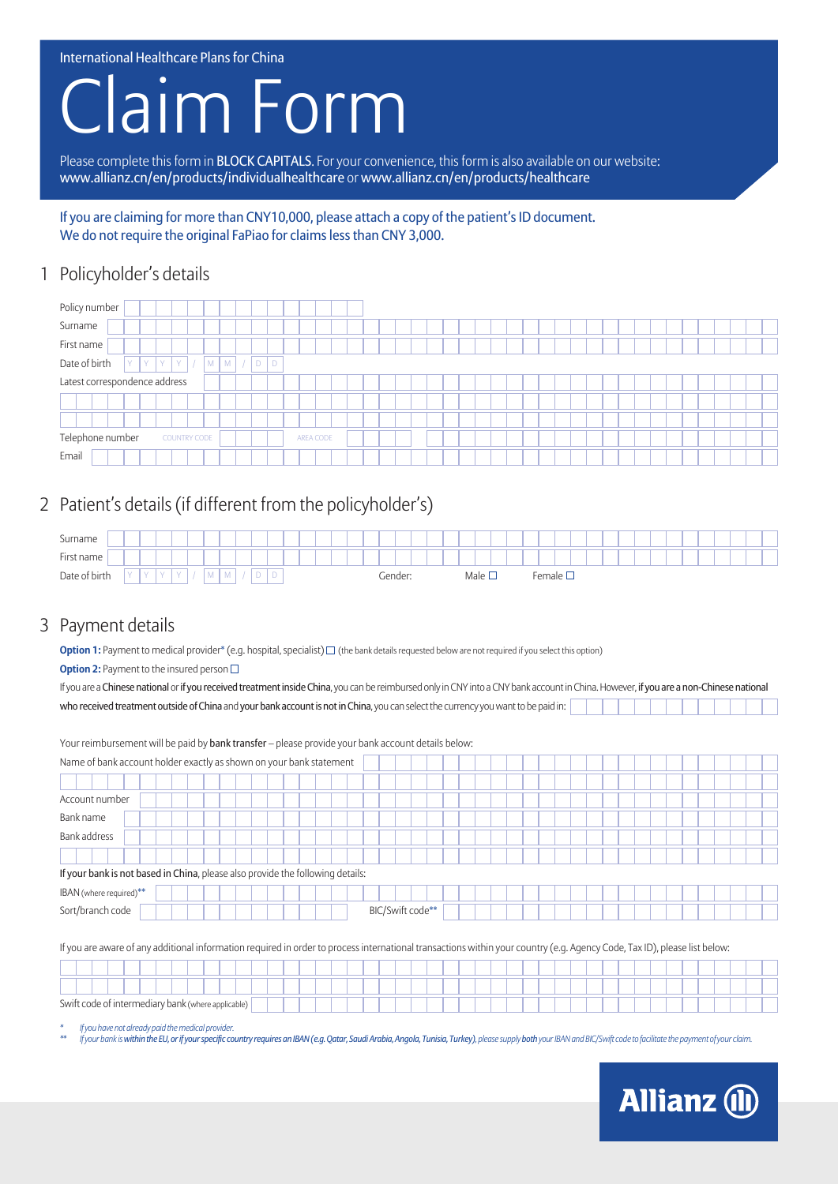International Healthcare Plans for China

# Claim Form

Please complete this form in **BLOCK CAPITALS**. For your convenience, this form is also available on our website: www.allianz.cn/en/products/individualhealthcare or www.allianz.cn/en/products/healthcare

If you are claiming for more than CNY10,000, please attach a copy of the patient's ID document.
We do not require the original FaPiao for claims less than CNY 3,000.

## 1 Policyholder's details

Policy number

Surname

First name

Date of birth Y Y Y Y / M M / D D

Latest correspondence address

Telephone number COUNTRY CODE AREA CODE

Email

## 2 Patient's details (if different from the policyholder's)

Surname

First name

Date of birth Y Y Y Y / M M / D D Gender: Male ☐ Female ☐

## 3 Payment details

**Option 1:** Payment to medical provider* (e.g. hospital, specialist) ☐ (the bank details requested below are not required if you select this option)

**Option 2:** Payment to the insured person ☐

If you are a **Chinese national** or **if you received treatment inside China**, you can be reimbursed only in CNY into a CNY bank account in China. However, **if you are a non-Chinese national who received treatment outside of China** and **your bank account is not in China**, you can select the currency you want to be paid in:

Your reimbursement will be paid by **bank transfer** – please provide your bank account details below:

Name of bank account holder exactly as shown on your bank statement

Account number

Bank name

Bank address

**If your bank is not based in China**, please also provide the following details:

IBAN (where required)**

Sort/branch code BIC/Swift code**

If you are aware of any additional information required in order to process international transactions within your country (e.g. Agency Code, Tax ID), please list below:

Swift code of intermediary bank (where applicable)

\* *If you have not already paid the medical provider.*

\*\* *If your bank is **within the EU, or if your specific country requires an IBAN (e.g. Qatar, Saudi Arabia, Angola, Tunisia, Turkey)**, please supply **both** your IBAN and BIC/Swift code to facilitate the payment of your claim.*

Allianz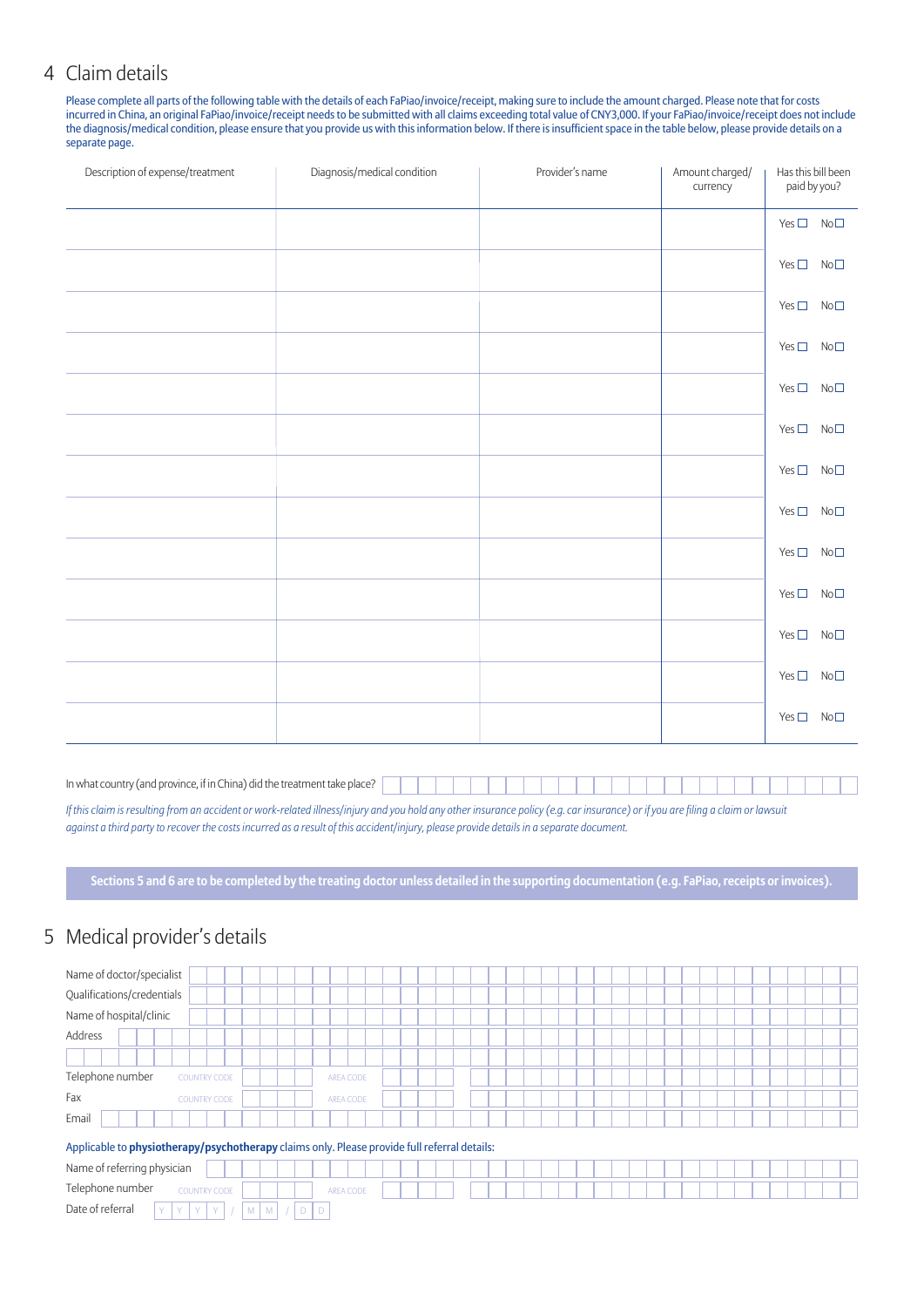## 4 Claim details

Please complete all parts of the following table with the details of each FaPiao/invoice/receipt, making sure to include the amount charged. Please note that for costs incurred in China, an original FaPiao/invoice/receipt needs to be submitted with all claims exceeding total value of CNY3,000. If your FaPiao/invoice/receipt does not include the diagnosis/medical condition, please ensure that you provide us with this information below. If there is insufficient space in the table below, please provide details on a separate page.

| Description of expense/treatment | Diagnosis/medical condition | Provider's name | Amount charged/ currency | Has this bill been paid by you? |
|---|---|---|---|---|
| | | | | Yes ☐ No ☐ |
| | | | | Yes ☐ No ☐ |
| | | | | Yes ☐ No ☐ |
| | | | | Yes ☐ No ☐ |
| | | | | Yes ☐ No ☐ |
| | | | | Yes ☐ No ☐ |
| | | | | Yes ☐ No ☐ |
| | | | | Yes ☐ No ☐ |
| | | | | Yes ☐ No ☐ |
| | | | | Yes ☐ No ☐ |
| | | | | Yes ☐ No ☐ |
| | | | | Yes ☐ No ☐ |
| | | | | Yes ☐ No ☐ |

In what country (and province, if in China) did the treatment take place?

*If this claim is resulting from an accident or work-related illness/injury and you hold any other insurance policy (e.g. car insurance) or if you are filing a claim or lawsuit against a third party to recover the costs incurred as a result of this accident/injury, please provide details in a separate document.*

**Sections 5 and 6 are to be completed by the treating doctor unless detailed in the supporting documentation (e.g. FaPiao, receipts or invoices).**

## 5 Medical provider's details

Name of doctor/specialist

Qualifications/credentials

Name of hospital/clinic

Address

Telephone number COUNTRY CODE AREA CODE

Fax COUNTRY CODE AREA CODE

Email

Applicable to **physiotherapy/psychotherapy** claims only. Please provide full referral details:

Name of referring physician

Telephone number COUNTRY CODE AREA CODE

Date of referral Y Y Y Y / M M / D D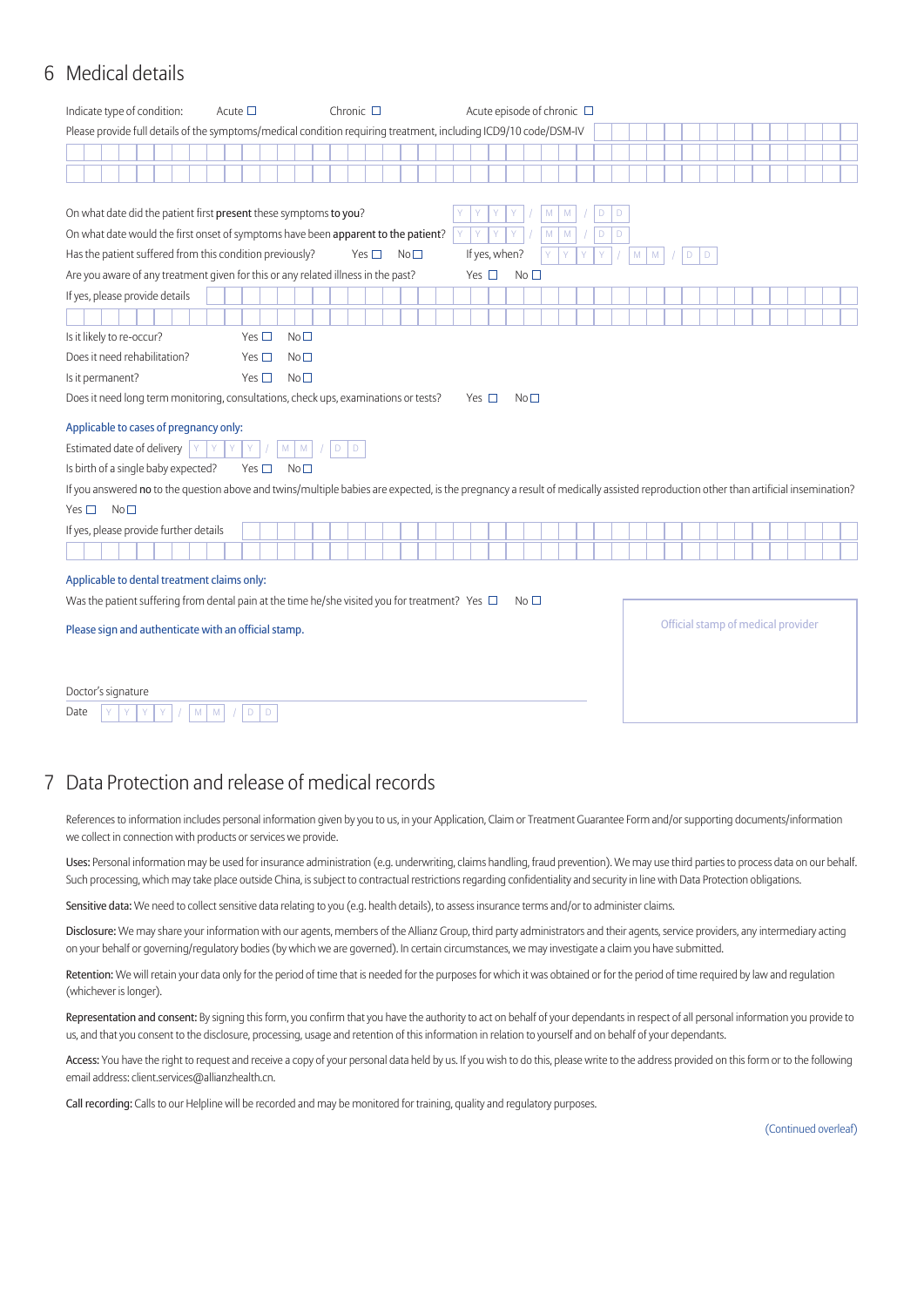## 6 Medical details

Indicate type of condition: Acute ☐ Chronic ☐ Acute episode of chronic ☐

Please provide full details of the symptoms/medical condition requiring treatment, including ICD9/10 code/DSM-IV

On what date did the patient first **present** these symptoms **to you**? Y Y Y Y / M M / D D

On what date would the first onset of symptoms have been **apparent to the patient**? Y Y Y Y / M M / D D

Has the patient suffered from this condition previously? Yes ☐ No ☐ If yes, when? Y Y Y Y / M M / D D

Are you aware of any treatment given for this or any related illness in the past? Yes ☐ No ☐

If yes, please provide details

Is it likely to re-occur? Yes ☐ No ☐

Does it need rehabilitation? Yes ☐ No ☐

Is it permanent? Yes ☐ No ☐

Does it need long term monitoring, consultations, check ups, examinations or tests? Yes ☐ No ☐

**Applicable to cases of pregnancy only:**

Estimated date of delivery Y Y Y Y / M M / D D

Is birth of a single baby expected? Yes ☐ No ☐

If you answered **no** to the question above and twins/multiple babies are expected, is the pregnancy a result of medically assisted reproduction other than artificial insemination?

Yes ☐ No ☐

If yes, please provide further details

**Applicable to dental treatment claims only:**

Was the patient suffering from dental pain at the time he/she visited you for treatment? Yes ☐ No ☐

**Please sign and authenticate with an official stamp.**

Official stamp of medical provider

Doctor's signature

Date Y Y Y Y / M M / D D

## 7 Data Protection and release of medical records

References to information includes personal information given by you to us, in your Application, Claim or Treatment Guarantee Form and/or supporting documents/information we collect in connection with products or services we provide.

**Uses:** Personal information may be used for insurance administration (e.g. underwriting, claims handling, fraud prevention). We may use third parties to process data on our behalf. Such processing, which may take place outside China, is subject to contractual restrictions regarding confidentiality and security in line with Data Protection obligations.

**Sensitive data:** We need to collect sensitive data relating to you (e.g. health details), to assess insurance terms and/or to administer claims.

**Disclosure:** We may share your information with our agents, members of the Allianz Group, third party administrators and their agents, service providers, any intermediary acting on your behalf or governing/regulatory bodies (by which we are governed). In certain circumstances, we may investigate a claim you have submitted.

**Retention:** We will retain your data only for the period of time that is needed for the purposes for which it was obtained or for the period of time required by law and regulation (whichever is longer).

**Representation and consent:** By signing this form, you confirm that you have the authority to act on behalf of your dependants in respect of all personal information you provide to us, and that you consent to the disclosure, processing, usage and retention of this information in relation to yourself and on behalf of your dependants.

**Access:** You have the right to request and receive a copy of your personal data held by us. If you wish to do this, please write to the address provided on this form or to the following email address: client.services@allianzhealth.cn.

**Call recording:** Calls to our Helpline will be recorded and may be monitored for training, quality and regulatory purposes.

(Continued overleaf)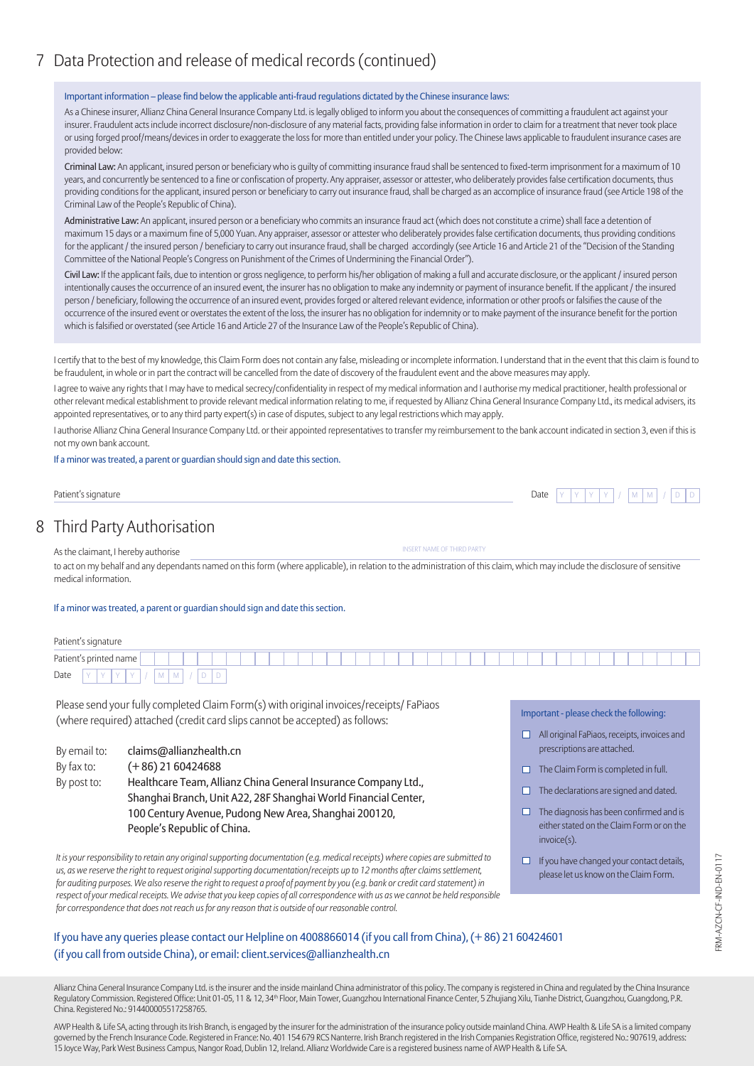## 7 Data Protection and release of medical records (continued)

Important information – please find below the applicable anti-fraud regulations dictated by the Chinese insurance laws:

As a Chinese insurer, Allianz China General Insurance Company Ltd. is legally obliged to inform you about the consequences of committing a fraudulent act against your insurer. Fraudulent acts include incorrect disclosure/non-disclosure of any material facts, providing false information in order to claim for a treatment that never took place or using forged proof/means/devices in order to exaggerate the loss for more than entitled under your policy. The Chinese laws applicable to fraudulent insurance cases are provided below:

**Criminal Law:** An applicant, insured person or beneficiary who is guilty of committing insurance fraud shall be sentenced to fixed-term imprisonment for a maximum of 10 years, and concurrently be sentenced to a fine or confiscation of property. Any appraiser, assessor or attester, who deliberately provides false certification documents, thus providing conditions for the applicant, insured person or beneficiary to carry out insurance fraud, shall be charged as an accomplice of insurance fraud (see Article 198 of the Criminal Law of the People's Republic of China).

**Administrative Law:** An applicant, insured person or a beneficiary who commits an insurance fraud act (which does not constitute a crime) shall face a detention of maximum 15 days or a maximum fine of 5,000 Yuan. Any appraiser, assessor or attester who deliberately provides false certification documents, thus providing conditions for the applicant / the insured person / beneficiary to carry out insurance fraud, shall be charged accordingly (see Article 16 and Article 21 of the "Decision of the Standing Committee of the National People's Congress on Punishment of the Crimes of Undermining the Financial Order").

**Civil Law:** If the applicant fails, due to intention or gross negligence, to perform his/her obligation of making a full and accurate disclosure, or the applicant / insured person intentionally causes the occurrence of an insured event, the insurer has no obligation to make any indemnity or payment of insurance benefit. If the applicant / the insured person / beneficiary, following the occurrence of an insured event, provides forged or altered relevant evidence, information or other proofs or falsifies the cause of the occurrence of the insured event or overstates the extent of the loss, the insurer has no obligation for indemnity or to make payment of the insurance benefit for the portion which is falsified or overstated (see Article 16 and Article 27 of the Insurance Law of the People's Republic of China).

I certify that to the best of my knowledge, this Claim Form does not contain any false, misleading or incomplete information. I understand that in the event that this claim is found to be fraudulent, in whole or in part the contract will be cancelled from the date of discovery of the fraudulent event and the above measures may apply.

I agree to waive any rights that I may have to medical secrecy/confidentiality in respect of my medical information and I authorise my medical practitioner, health professional or other relevant medical establishment to provide relevant medical information relating to me, if requested by Allianz China General Insurance Company Ltd., its medical advisers, its appointed representatives, or to any third party expert(s) in case of disputes, subject to any legal restrictions which may apply.

I authorise Allianz China General Insurance Company Ltd. or their appointed representatives to transfer my reimbursement to the bank account indicated in section 3, even if this is not my own bank account.

If a minor was treated, a parent or guardian should sign and date this section.

Patient's signature ______________________ Date YYYY / MM / DD

## 8 Third Party Authorisation

As the claimant, I hereby authorise ______________________ (INSERT NAME OF THIRD PARTY)

to act on my behalf and any dependants named on this form (where applicable), in relation to the administration of this claim, which may include the disclosure of sensitive medical information.

If a minor was treated, a parent or guardian should sign and date this section.

Patient's signature ______________________

Patient's printed name ______________________

Date YYYY / MM / DD

Please send your fully completed Claim Form(s) with original invoices/receipts/ FaPiaos (where required) attached (credit card slips cannot be accepted) as follows:

| | |
|---|---|
| By email to: | claims@allianzhealth.cn |
| By fax to: | (+86) 21 60424688 |
| By post to: | Healthcare Team, Allianz China General Insurance Company Ltd., Shanghai Branch, Unit A22, 28F Shanghai World Financial Center, 100 Century Avenue, Pudong New Area, Shanghai 200120, People's Republic of China. |

*It is your responsibility to retain any original supporting documentation (e.g. medical receipts) where copies are submitted to us, as we reserve the right to request original supporting documentation/receipts up to 12 months after claims settlement, for auditing purposes. We also reserve the right to request a proof of payment by you (e.g. bank or credit card statement) in respect of your medical receipts. We advise that you keep copies of all correspondence with us as we cannot be held responsible for correspondence that does not reach us for any reason that is outside of our reasonable control.*

**Important - please check the following:**

- ☐ All original FaPiaos, receipts, invoices and prescriptions are attached.
- ☐ The Claim Form is completed in full.
- ☐ The declarations are signed and dated.
- ☐ The diagnosis has been confirmed and is either stated on the Claim Form or on the invoice(s).
- ☐ If you have changed your contact details, please let us know on the Claim Form.

If you have any queries please contact our Helpline on 4008866014 (if you call from China), (+86) 21 60424601 (if you call from outside China), or email: client.services@allianzhealth.cn

Allianz China General Insurance Company Ltd. is the insurer and the inside mainland China administrator of this policy. The company is registered in China and regulated by the China Insurance Regulatory Commission. Registered Office: Unit 01-05, 11 & 12, 34th Floor, Main Tower, Guangzhou International Finance Center, 5 Zhujiang Xilu, Tianhe District, Guangzhou, Guangdong, P.R. China. Registered No.: 914400005517258765.

AWP Health & Life SA, acting through its Irish Branch, is engaged by the insurer for the administration of the insurance policy outside mainland China. AWP Health & Life SA is a limited company governed by the French Insurance Code. Registered in France: No. 401 154 679 RCS Nanterre. Irish Branch registered in the Irish Companies Registration Office, registered No.: 907619, address: 15 Joyce Way, Park West Business Campus, Nangor Road, Dublin 12, Ireland. Allianz Worldwide Care is a registered business name of AWP Health & Life SA.

FRM-AZCN-CF-IND-EN-0117